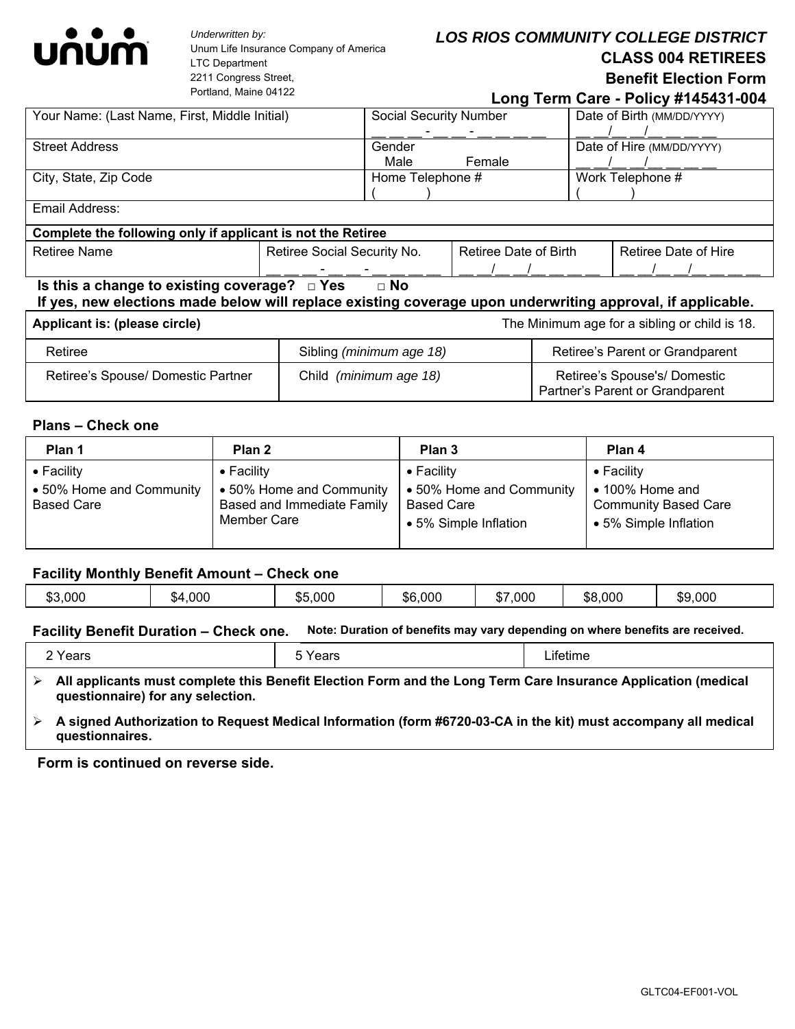unum

*Underwritten by:*
Unum Life Insurance Company of America
LTC Department
2211 Congress Street,
Portland, Maine 04122

# *LOS RIOS COMMUNITY COLLEGE DISTRICT*

## CLASS 004 RETIREES

## Benefit Election Form

## Long Term Care - Policy #145431-004

| Your Name: (Last Name, First, Middle Initial) | Social Security Number<br>__ __ __ - __ __ - __ __ __ __ | Date of Birth (MM/DD/YYYY)<br>__ __/__ __/__ __ __ __ |
|---|---|---|
| Street Address | Gender<br>Male Female | Date of Hire (MM/DD/YYYY)<br>__ __/__ __/__ __ __ __ |
| City, State, Zip Code | Home Telephone #<br>( ) | Work Telephone #<br>( ) |
| Email Address: | | |

**Complete the following only if applicant is not the Retiree**

| Retiree Name | Retiree Social Security No. | Retiree Date of Birth | Retiree Date of Hire |
|---|---|---|---|
| | __ __ __ - __ __ - __ __ __ __ | __ __/__ __/__ __ __ __ | __ __/__ __/__ __ __ __ |

**Is this a change to existing coverage? □ Yes □ No**
**If yes, new elections made below will replace existing coverage upon underwriting approval, if applicable.**

| **Applicant is: (please circle)** | | The Minimum age for a sibling or child is 18. |
|---|---|---|
| Retiree | Sibling *(minimum age 18)* | Retiree's Parent or Grandparent |
| Retiree's Spouse/ Domestic Partner | Child *(minimum age 18)* | Retiree's Spouse's/ Domestic Partner's Parent or Grandparent |

### Plans – Check one

| Plan 1 | Plan 2 | Plan 3 | Plan 4 |
|---|---|---|---|
| • Facility<br>• 50% Home and Community Based Care | • Facility<br>• 50% Home and Community Based and Immediate Family Member Care | • Facility<br>• 50% Home and Community Based Care<br>• 5% Simple Inflation | • Facility<br>• 100% Home and Community Based Care<br>• 5% Simple Inflation |

### Facility Monthly Benefit Amount – Check one

| $3,000 | $4,000 | $5,000 | $6,000 | $7,000 | $8,000 | $9,000 |
|---|---|---|---|---|---|---|

### Facility Benefit Duration – Check one.

**Note: Duration of benefits may vary depending on where benefits are received.**

| 2 Years | 5 Years | Lifetime |
|---|---|---|

- **All applicants must complete this Benefit Election Form and the Long Term Care Insurance Application (medical questionnaire) for any selection.**
- **A signed Authorization to Request Medical Information (form #6720-03-CA in the kit) must accompany all medical questionnaires.**

**Form is continued on reverse side.**

GLTC04-EF001-VOL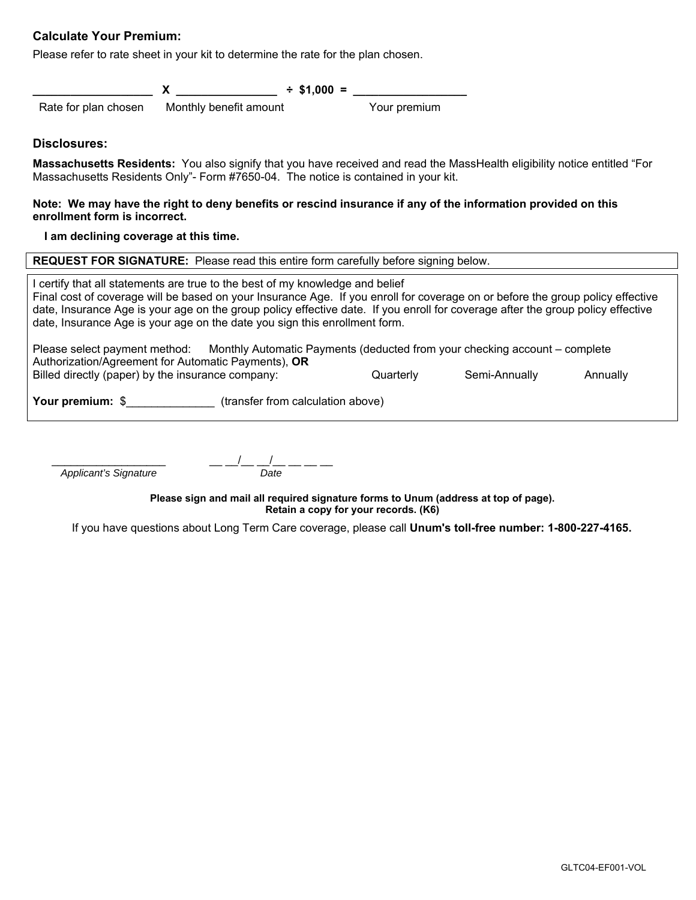### Calculate Your Premium:

Please refer to rate sheet in your kit to determine the rate for the plan chosen.

__________________ X _______________ ÷ $1,000 = _________________

Rate for plan chosen    Monthly benefit amount    Your premium

### Disclosures:

**Massachusetts Residents:** You also signify that you have received and read the MassHealth eligibility notice entitled "For Massachusetts Residents Only"- Form #7650-04. The notice is contained in your kit.

**Note: We may have the right to deny benefits or rescind insurance if any of the information provided on this enrollment form is incorrect.**

**I am declining coverage at this time.**

**REQUEST FOR SIGNATURE:** Please read this entire form carefully before signing below.

I certify that all statements are true to the best of my knowledge and belief
Final cost of coverage will be based on your Insurance Age. If you enroll for coverage on or before the group policy effective date, Insurance Age is your age on the group policy effective date. If you enroll for coverage after the group policy effective date, Insurance Age is your age on the date you sign this enrollment form.

Please select payment method: Monthly Automatic Payments (deducted from your checking account – complete Authorization/Agreement for Automatic Payments), **OR**
Billed directly (paper) by the insurance company: Quarterly Semi-Annually Annually

**Your premium:** $______________ (transfer from calculation above)

__________________ __ __/__ __/__ __ __ __

*Applicant's Signature* *Date*

**Please sign and mail all required signature forms to Unum (address at top of page).**
**Retain a copy for your records. (K6)**

If you have questions about Long Term Care coverage, please call **Unum's toll-free number: 1-800-227-4165.**

GLTC04-EF001-VOL